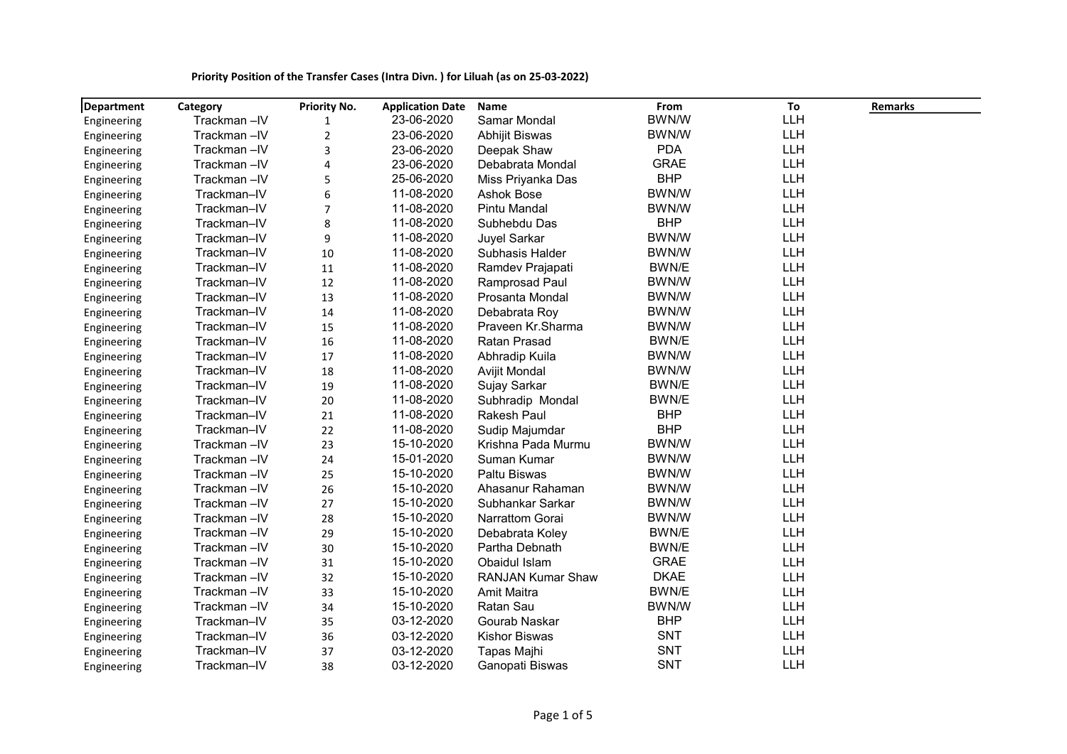**Priority Position of the Transfer Cases (Intra Divn. ) for Liluah (as on 25-03-2022)**

| Department | Category | Priority No. | Application Date | Name | From | To | Remarks |
|---|---|---|---|---|---|---|---|
| Engineering | Trackman –IV | 1 | 23-06-2020 | Samar Mondal | BWN/W | LLH | |
| Engineering | Trackman –IV | 2 | 23-06-2020 | Abhijit Biswas | BWN/W | LLH | |
| Engineering | Trackman –IV | 3 | 23-06-2020 | Deepak Shaw | PDA | LLH | |
| Engineering | Trackman –IV | 4 | 23-06-2020 | Debabrata Mondal | GRAE | LLH | |
| Engineering | Trackman –IV | 5 | 25-06-2020 | Miss Priyanka Das | BHP | LLH | |
| Engineering | Trackman–IV | 6 | 11-08-2020 | Ashok Bose | BWN/W | LLH | |
| Engineering | Trackman–IV | 7 | 11-08-2020 | Pintu Mandal | BWN/W | LLH | |
| Engineering | Trackman–IV | 8 | 11-08-2020 | Subhebdu Das | BHP | LLH | |
| Engineering | Trackman–IV | 9 | 11-08-2020 | Juyel Sarkar | BWN/W | LLH | |
| Engineering | Trackman–IV | 10 | 11-08-2020 | Subhasis Halder | BWN/W | LLH | |
| Engineering | Trackman–IV | 11 | 11-08-2020 | Ramdev Prajapati | BWN/E | LLH | |
| Engineering | Trackman–IV | 12 | 11-08-2020 | Ramprosad Paul | BWN/W | LLH | |
| Engineering | Trackman–IV | 13 | 11-08-2020 | Prosanta Mondal | BWN/W | LLH | |
| Engineering | Trackman–IV | 14 | 11-08-2020 | Debabrata Roy | BWN/W | LLH | |
| Engineering | Trackman–IV | 15 | 11-08-2020 | Praveen Kr.Sharma | BWN/W | LLH | |
| Engineering | Trackman–IV | 16 | 11-08-2020 | Ratan Prasad | BWN/E | LLH | |
| Engineering | Trackman–IV | 17 | 11-08-2020 | Abhradip Kuila | BWN/W | LLH | |
| Engineering | Trackman–IV | 18 | 11-08-2020 | Avijit Mondal | BWN/W | LLH | |
| Engineering | Trackman–IV | 19 | 11-08-2020 | Sujay Sarkar | BWN/E | LLH | |
| Engineering | Trackman–IV | 20 | 11-08-2020 | Subhradip Mondal | BWN/E | LLH | |
| Engineering | Trackman–IV | 21 | 11-08-2020 | Rakesh Paul | BHP | LLH | |
| Engineering | Trackman–IV | 22 | 11-08-2020 | Sudip Majumdar | BHP | LLH | |
| Engineering | Trackman –IV | 23 | 15-10-2020 | Krishna Pada Murmu | BWN/W | LLH | |
| Engineering | Trackman –IV | 24 | 15-01-2020 | Suman Kumar | BWN/W | LLH | |
| Engineering | Trackman –IV | 25 | 15-10-2020 | Paltu Biswas | BWN/W | LLH | |
| Engineering | Trackman –IV | 26 | 15-10-2020 | Ahasanur Rahaman | BWN/W | LLH | |
| Engineering | Trackman –IV | 27 | 15-10-2020 | Subhankar Sarkar | BWN/W | LLH | |
| Engineering | Trackman –IV | 28 | 15-10-2020 | Narrattom Gorai | BWN/W | LLH | |
| Engineering | Trackman –IV | 29 | 15-10-2020 | Debabrata Koley | BWN/E | LLH | |
| Engineering | Trackman –IV | 30 | 15-10-2020 | Partha Debnath | BWN/E | LLH | |
| Engineering | Trackman –IV | 31 | 15-10-2020 | Obaidul Islam | GRAE | LLH | |
| Engineering | Trackman –IV | 32 | 15-10-2020 | RANJAN Kumar Shaw | DKAE | LLH | |
| Engineering | Trackman –IV | 33 | 15-10-2020 | Amit Maitra | BWN/E | LLH | |
| Engineering | Trackman –IV | 34 | 15-10-2020 | Ratan Sau | BWN/W | LLH | |
| Engineering | Trackman–IV | 35 | 03-12-2020 | Gourab Naskar | BHP | LLH | |
| Engineering | Trackman–IV | 36 | 03-12-2020 | Kishor Biswas | SNT | LLH | |
| Engineering | Trackman–IV | 37 | 03-12-2020 | Tapas Majhi | SNT | LLH | |
| Engineering | Trackman–IV | 38 | 03-12-2020 | Ganopati Biswas | SNT | LLH | |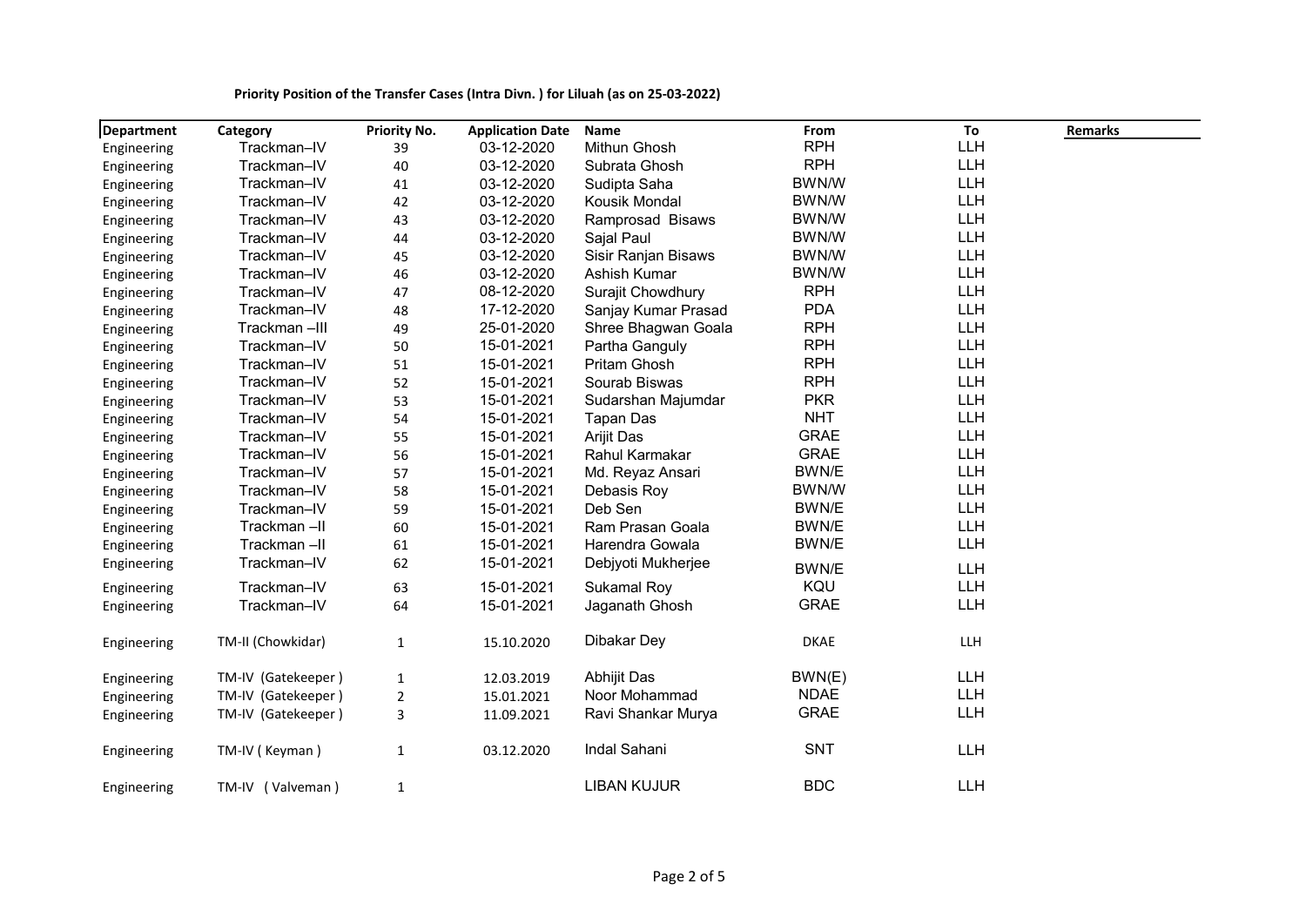**Priority Position of the Transfer Cases (Intra Divn. ) for Liluah (as on 25-03-2022)**

| Department | Category | Priority No. | Application Date | Name | From | To | Remarks |
|---|---|---|---|---|---|---|---|
| Engineering | Trackman–IV | 39 | 03-12-2020 | Mithun Ghosh | RPH | LLH | |
| Engineering | Trackman–IV | 40 | 03-12-2020 | Subrata Ghosh | RPH | LLH | |
| Engineering | Trackman–IV | 41 | 03-12-2020 | Sudipta Saha | BWN/W | LLH | |
| Engineering | Trackman–IV | 42 | 03-12-2020 | Kousik Mondal | BWN/W | LLH | |
| Engineering | Trackman–IV | 43 | 03-12-2020 | Ramprosad Bisaws | BWN/W | LLH | |
| Engineering | Trackman–IV | 44 | 03-12-2020 | Sajal Paul | BWN/W | LLH | |
| Engineering | Trackman–IV | 45 | 03-12-2020 | Sisir Ranjan Bisaws | BWN/W | LLH | |
| Engineering | Trackman–IV | 46 | 03-12-2020 | Ashish Kumar | BWN/W | LLH | |
| Engineering | Trackman–IV | 47 | 08-12-2020 | Surajit Chowdhury | RPH | LLH | |
| Engineering | Trackman–IV | 48 | 17-12-2020 | Sanjay Kumar Prasad | PDA | LLH | |
| Engineering | Trackman –III | 49 | 25-01-2020 | Shree Bhagwan Goala | RPH | LLH | |
| Engineering | Trackman–IV | 50 | 15-01-2021 | Partha Ganguly | RPH | LLH | |
| Engineering | Trackman–IV | 51 | 15-01-2021 | Pritam Ghosh | RPH | LLH | |
| Engineering | Trackman–IV | 52 | 15-01-2021 | Sourab Biswas | RPH | LLH | |
| Engineering | Trackman–IV | 53 | 15-01-2021 | Sudarshan Majumdar | PKR | LLH | |
| Engineering | Trackman–IV | 54 | 15-01-2021 | Tapan Das | NHT | LLH | |
| Engineering | Trackman–IV | 55 | 15-01-2021 | Arijit Das | GRAE | LLH | |
| Engineering | Trackman–IV | 56 | 15-01-2021 | Rahul Karmakar | GRAE | LLH | |
| Engineering | Trackman–IV | 57 | 15-01-2021 | Md. Reyaz Ansari | BWN/E | LLH | |
| Engineering | Trackman–IV | 58 | 15-01-2021 | Debasis Roy | BWN/W | LLH | |
| Engineering | Trackman–IV | 59 | 15-01-2021 | Deb Sen | BWN/E | LLH | |
| Engineering | Trackman –II | 60 | 15-01-2021 | Ram Prasan Goala | BWN/E | LLH | |
| Engineering | Trackman –II | 61 | 15-01-2021 | Harendra Gowala | BWN/E | LLH | |
| Engineering | Trackman–IV | 62 | 15-01-2021 | Debjyoti Mukherjee | BWN/E | LLH | |
| Engineering | Trackman–IV | 63 | 15-01-2021 | Sukamal Roy | KQU | LLH | |
| Engineering | Trackman–IV | 64 | 15-01-2021 | Jaganath Ghosh | GRAE | LLH | |
| Engineering | TM-II (Chowkidar) | 1 | 15.10.2020 | Dibakar Dey | DKAE | LLH | |
| Engineering | TM-IV (Gatekeeper ) | 1 | 12.03.2019 | Abhijit Das | BWN(E) | LLH | |
| Engineering | TM-IV (Gatekeeper ) | 2 | 15.01.2021 | Noor Mohammad | NDAE | LLH | |
| Engineering | TM-IV (Gatekeeper ) | 3 | 11.09.2021 | Ravi Shankar Murya | GRAE | LLH | |
| Engineering | TM-IV ( Keyman ) | 1 | 03.12.2020 | Indal Sahani | SNT | LLH | |
| Engineering | TM-IV (Valveman ) | 1 | | LIBAN KUJUR | BDC | LLH | |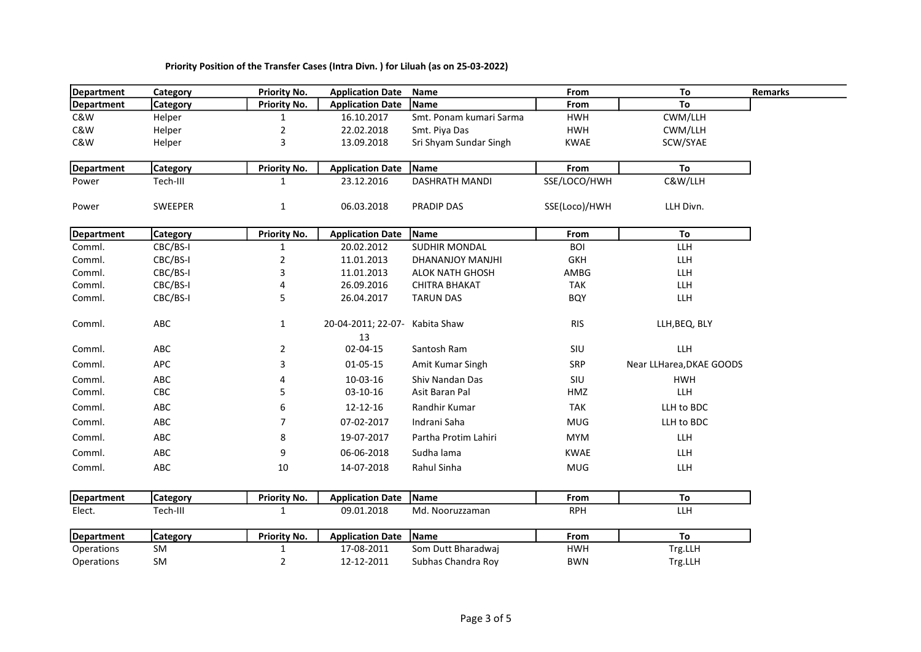**Priority Position of the Transfer Cases (Intra Divn. ) for Liluah (as on 25-03-2022)**

| Department | Category | Priority No. | Application Date | Name | From | To | Remarks |
|---|---|---|---|---|---|---|---|
| Department | Category | Priority No. | Application Date | Name | From | To | |
| C&W | Helper | 1 | 16.10.2017 | Smt. Ponam kumari Sarma | HWH | CWM/LLH | |
| C&W | Helper | 2 | 22.02.2018 | Smt. Piya Das | HWH | CWM/LLH | |
| C&W | Helper | 3 | 13.09.2018 | Sri Shyam Sundar Singh | KWAE | SCW/SYAE | |

| Department | Category | Priority No. | Application Date | Name | From | To |
|---|---|---|---|---|---|---|
| Power | Tech-III | 1 | 23.12.2016 | DASHRATH MANDI | SSE/LOCO/HWH | C&W/LLH |
| Power | SWEEPER | 1 | 06.03.2018 | PRADIP DAS | SSE(Loco)/HWH | LLH Divn. |

| Department | Category | Priority No. | Application Date | Name | From | To |
|---|---|---|---|---|---|---|
| Comml. | CBC/BS-I | 1 | 20.02.2012 | SUDHIR MONDAL | BOI | LLH |
| Comml. | CBC/BS-I | 2 | 11.01.2013 | DHANANJOY MANJHI | GKH | LLH |
| Comml. | CBC/BS-I | 3 | 11.01.2013 | ALOK NATH GHOSH | AMBG | LLH |
| Comml. | CBC/BS-I | 4 | 26.09.2016 | CHITRA BHAKAT | TAK | LLH |
| Comml. | CBC/BS-I | 5 | 26.04.2017 | TARUN DAS | BQY | LLH |
| Comml. | ABC | 1 | 20-04-2011; 22-07-13 | Kabita Shaw | RIS | LLH,BEQ, BLY |
| Comml. | ABC | 2 | 02-04-15 | Santosh Ram | SIU | LLH |
| Comml. | APC | 3 | 01-05-15 | Amit Kumar Singh | SRP | Near LLHarea,DKAE GOODS |
| Comml. | ABC | 4 | 10-03-16 | Shiv Nandan Das | SIU | HWH |
| Comml. | CBC | 5 | 03-10-16 | Asit Baran Pal | HMZ | LLH |
| Comml. | ABC | 6 | 12-12-16 | Randhir Kumar | TAK | LLH to BDC |
| Comml. | ABC | 7 | 07-02-2017 | Indrani Saha | MUG | LLH to BDC |
| Comml. | ABC | 8 | 19-07-2017 | Partha Protim Lahiri | MYM | LLH |
| Comml. | ABC | 9 | 06-06-2018 | Sudha lama | KWAE | LLH |
| Comml. | ABC | 10 | 14-07-2018 | Rahul Sinha | MUG | LLH |

| Department | Category | Priority No. | Application Date | Name | From | To |
|---|---|---|---|---|---|---|
| Elect. | Tech-III | 1 | 09.01.2018 | Md. Nooruzzaman | RPH | LLH |

| Department | Category | Priority No. | Application Date | Name | From | To |
|---|---|---|---|---|---|---|
| Operations | SM | 1 | 17-08-2011 | Som Dutt Bharadwaj | HWH | Trg.LLH |
| Operations | SM | 2 | 12-12-2011 | Subhas Chandra Roy | BWN | Trg.LLH |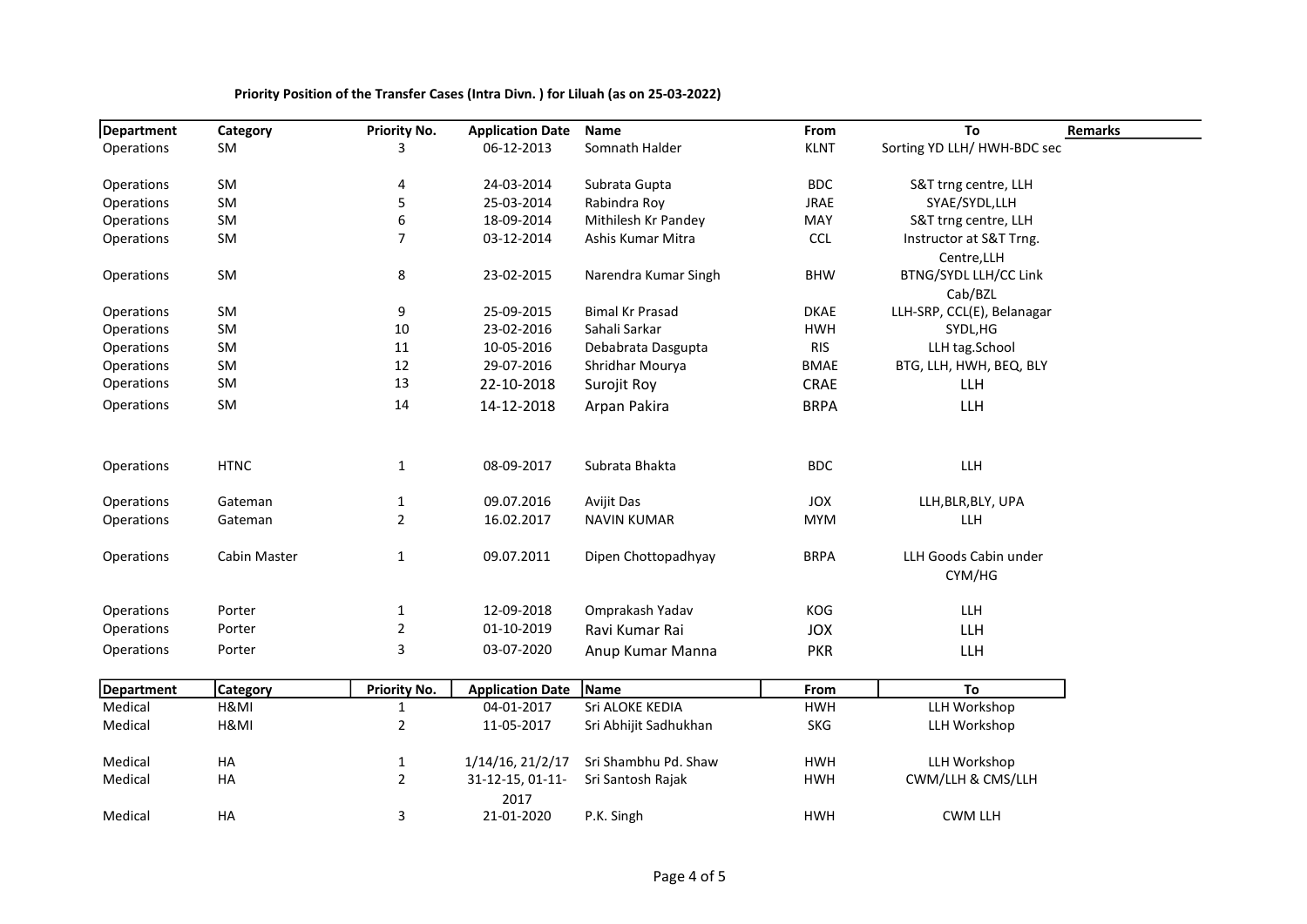**Priority Position of the Transfer Cases (Intra Divn. ) for Liluah (as on 25-03-2022)**

| Department | Category | Priority No. | Application Date | Name | From | To | Remarks |
|---|---|---|---|---|---|---|---|
| Operations | SM | 3 | 06-12-2013 | Somnath Halder | KLNT | Sorting YD LLH/ HWH-BDC sec | |
| Operations | SM | 4 | 24-03-2014 | Subrata Gupta | BDC | S&T trng centre, LLH | |
| Operations | SM | 5 | 25-03-2014 | Rabindra Roy | JRAE | SYAE/SYDL,LLH | |
| Operations | SM | 6 | 18-09-2014 | Mithilesh Kr Pandey | MAY | S&T trng centre, LLH | |
| Operations | SM | 7 | 03-12-2014 | Ashis Kumar Mitra | CCL | Instructor at S&T Trng. Centre,LLH | |
| Operations | SM | 8 | 23-02-2015 | Narendra Kumar Singh | BHW | BTNG/SYDL LLH/CC Link Cab/BZL | |
| Operations | SM | 9 | 25-09-2015 | Bimal Kr Prasad | DKAE | LLH-SRP, CCL(E), Belanagar | |
| Operations | SM | 10 | 23-02-2016 | Sahali Sarkar | HWH | SYDL,HG | |
| Operations | SM | 11 | 10-05-2016 | Debabrata Dasgupta | RIS | LLH tag.School | |
| Operations | SM | 12 | 29-07-2016 | Shridhar Mourya | BMAE | BTG, LLH, HWH, BEQ, BLY | |
| Operations | SM | 13 | 22-10-2018 | Surojit Roy | CRAE | LLH | |
| Operations | SM | 14 | 14-12-2018 | Arpan Pakira | BRPA | LLH | |
| Operations | HTNC | 1 | 08-09-2017 | Subrata Bhakta | BDC | LLH | |
| Operations | Gateman | 1 | 09.07.2016 | Avijit Das | JOX | LLH,BLR,BLY, UPA | |
| Operations | Gateman | 2 | 16.02.2017 | NAVIN KUMAR | MYM | LLH | |
| Operations | Cabin Master | 1 | 09.07.2011 | Dipen Chottopadhyay | BRPA | LLH Goods Cabin under CYM/HG | |
| Operations | Porter | 1 | 12-09-2018 | Omprakash Yadav | KOG | LLH | |
| Operations | Porter | 2 | 01-10-2019 | Ravi Kumar Rai | JOX | LLH | |
| Operations | Porter | 3 | 03-07-2020 | Anup Kumar Manna | PKR | LLH | |

| Department | Category | Priority No. | Application Date | Name | From | To |
|---|---|---|---|---|---|---|
| Medical | H&MI | 1 | 04-01-2017 | Sri ALOKE KEDIA | HWH | LLH Workshop |
| Medical | H&MI | 2 | 11-05-2017 | Sri Abhijit Sadhukhan | SKG | LLH Workshop |
| Medical | HA | 1 | 1/14/16, 21/2/17 | Sri Shambhu Pd. Shaw | HWH | LLH Workshop |
| Medical | HA | 2 | 31-12-15, 01-11-2017 | Sri Santosh Rajak | HWH | CWM/LLH & CMS/LLH |
| Medical | HA | 3 | 21-01-2020 | P.K. Singh | HWH | CWM LLH |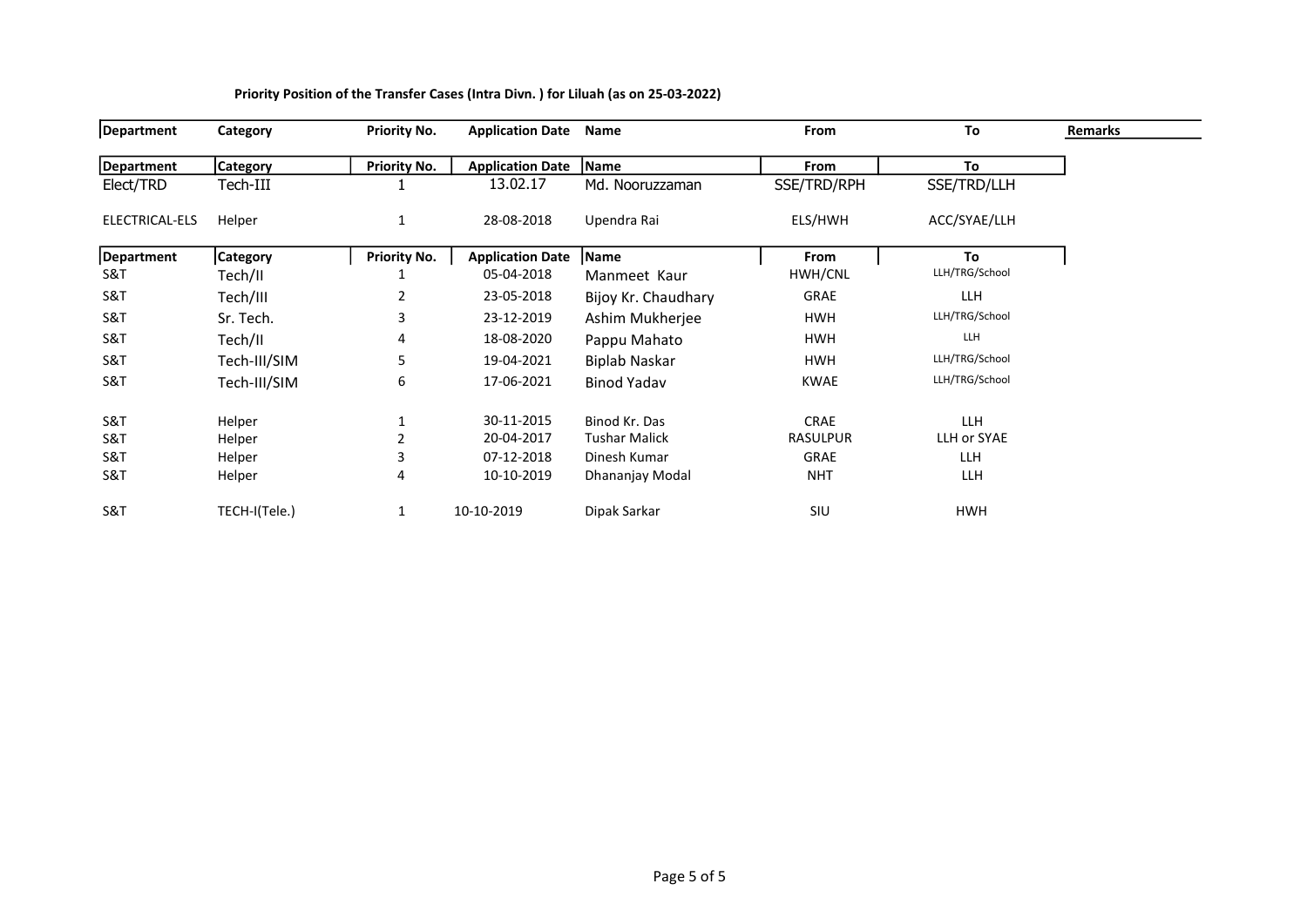**Priority Position of the Transfer Cases (Intra Divn. ) for Liluah (as on 25-03-2022)**

| Department | Category | Priority No. | Application Date | Name | From | To | Remarks |
|---|---|---|---|---|---|---|---|
| Department | Category | Priority No. | Application Date | Name | From | To | |
| Elect/TRD | Tech-III | 1 | 13.02.17 | Md. Nooruzzaman | SSE/TRD/RPH | SSE/TRD/LLH | |
| ELECTRICAL-ELS | Helper | 1 | 28-08-2018 | Upendra Rai | ELS/HWH | ACC/SYAE/LLH | |
| Department | Category | Priority No. | Application Date | Name | From | To | |
| S&T | Tech/II | 1 | 05-04-2018 | Manmeet Kaur | HWH/CNL | LLH/TRG/School | |
| S&T | Tech/III | 2 | 23-05-2018 | Bijoy Kr. Chaudhary | GRAE | LLH | |
| S&T | Sr. Tech. | 3 | 23-12-2019 | Ashim Mukherjee | HWH | LLH/TRG/School | |
| S&T | Tech/II | 4 | 18-08-2020 | Pappu Mahato | HWH | LLH | |
| S&T | Tech-III/SIM | 5 | 19-04-2021 | Biplab Naskar | HWH | LLH/TRG/School | |
| S&T | Tech-III/SIM | 6 | 17-06-2021 | Binod Yadav | KWAE | LLH/TRG/School | |
| S&T | Helper | 1 | 30-11-2015 | Binod Kr. Das | CRAE | LLH | |
| S&T | Helper | 2 | 20-04-2017 | Tushar Malick | RASULPUR | LLH or SYAE | |
| S&T | Helper | 3 | 07-12-2018 | Dinesh Kumar | GRAE | LLH | |
| S&T | Helper | 4 | 10-10-2019 | Dhananjay Modal | NHT | LLH | |
| S&T | TECH-I(Tele.) | 1 | 10-10-2019 | Dipak Sarkar | SIU | HWH | |